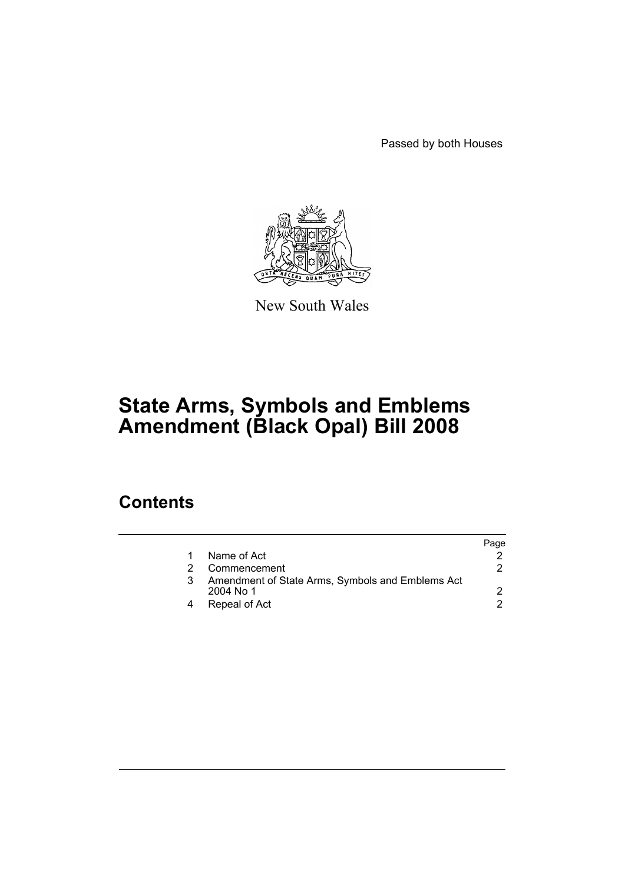Passed by both Houses

New South Wales

# State Arms, Symbols and Emblems Amendment (Black Opal) Bill 2008

## Contents

| | | Page |
|---|---|---|
| 1 | Name of Act | 2 |
| 2 | Commencement | 2 |
| 3 | Amendment of State Arms, Symbols and Emblems Act 2004 No 1 | 2 |
| 4 | Repeal of Act | 2 |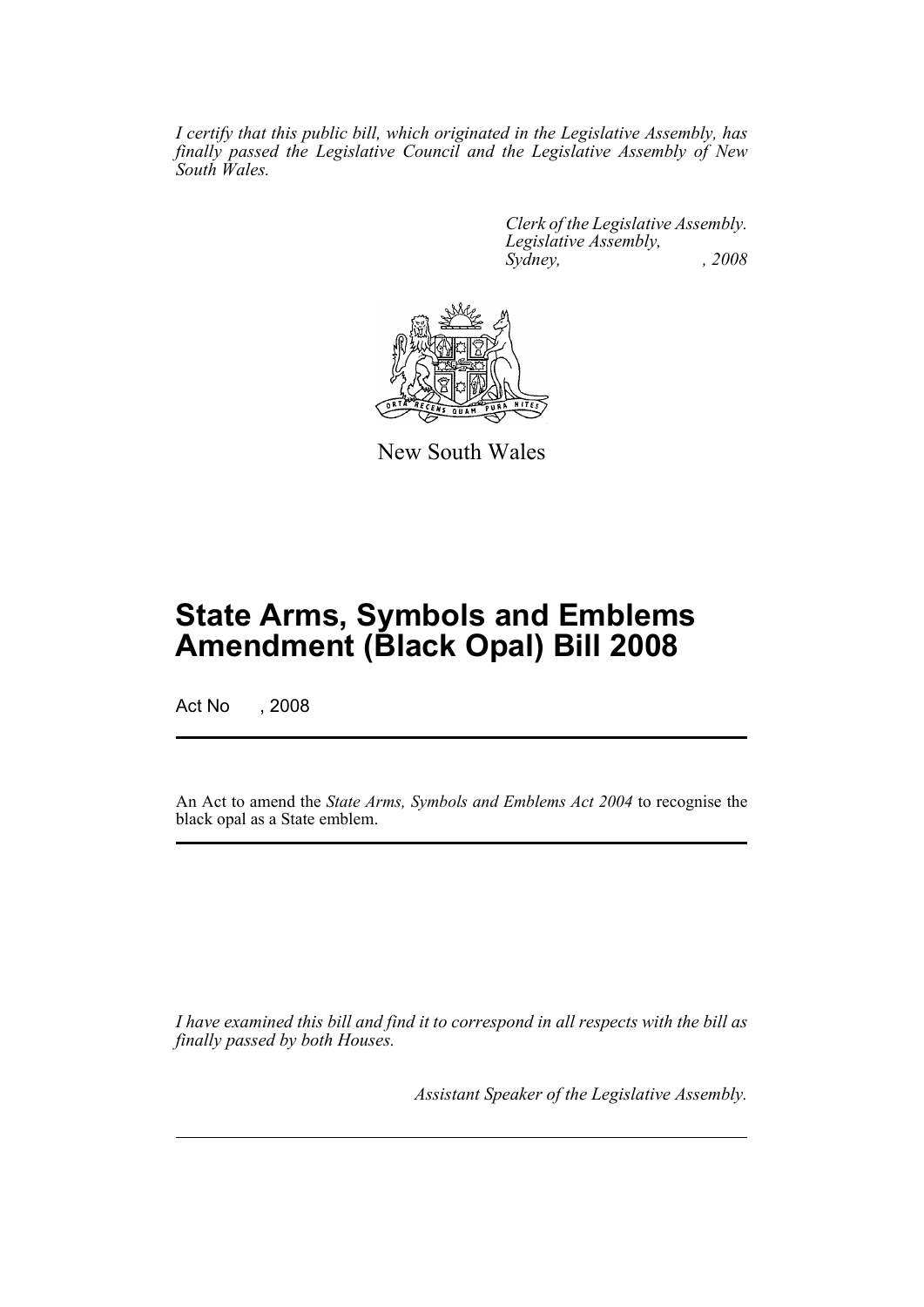*I certify that this public bill, which originated in the Legislative Assembly, has finally passed the Legislative Council and the Legislative Assembly of New South Wales.*

*Clerk of the Legislative Assembly.*
*Legislative Assembly,*
*Sydney, , 2008*

New South Wales

# State Arms, Symbols and Emblems Amendment (Black Opal) Bill 2008

Act No , 2008

An Act to amend the *State Arms, Symbols and Emblems Act 2004* to recognise the black opal as a State emblem.

*I have examined this bill and find it to correspond in all respects with the bill as finally passed by both Houses.*

*Assistant Speaker of the Legislative Assembly.*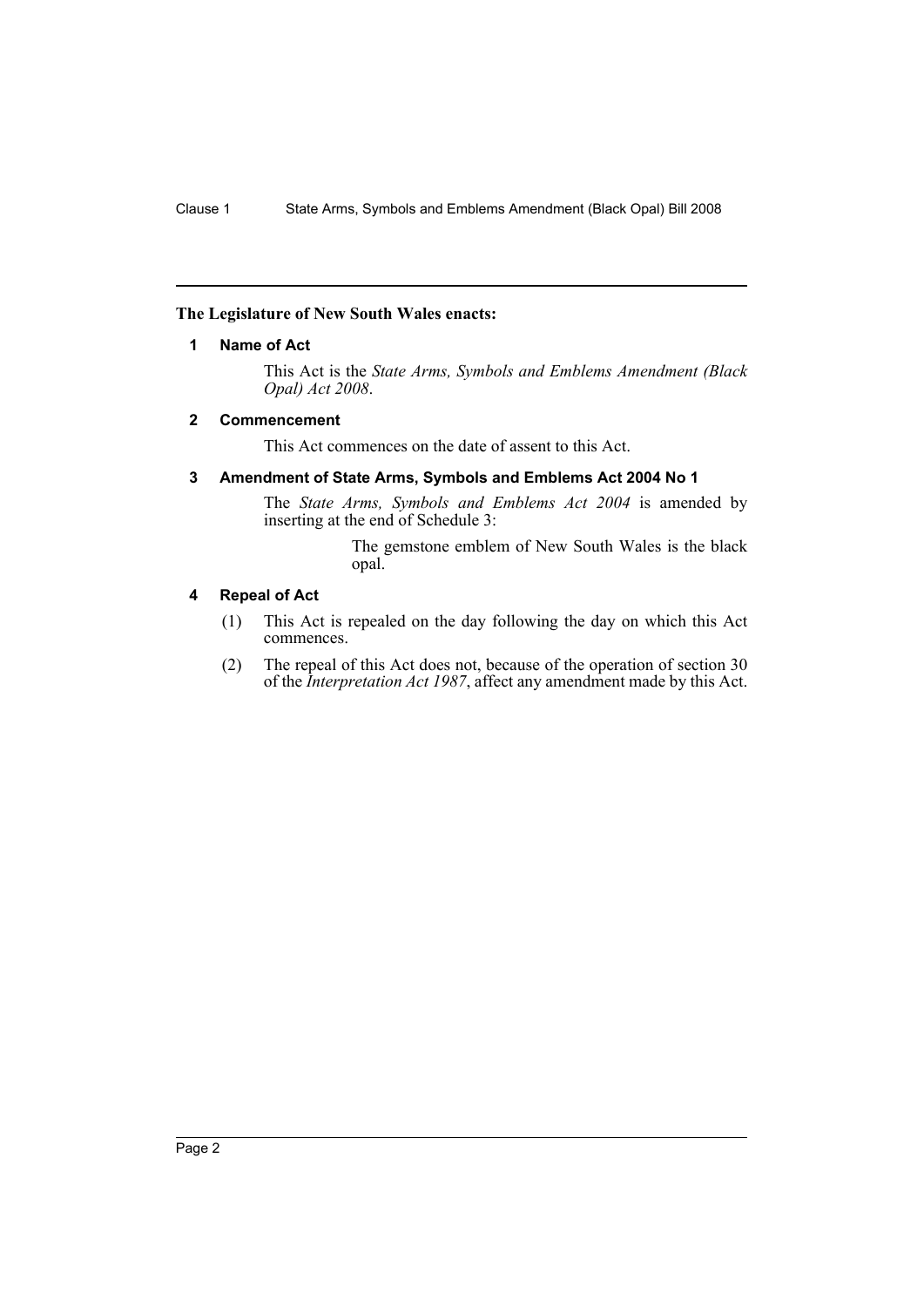**The Legislature of New South Wales enacts:**

## 1 Name of Act

This Act is the *State Arms, Symbols and Emblems Amendment (Black Opal) Act 2008*.

## 2 Commencement

This Act commences on the date of assent to this Act.

## 3 Amendment of State Arms, Symbols and Emblems Act 2004 No 1

The *State Arms, Symbols and Emblems Act 2004* is amended by inserting at the end of Schedule 3:

> The gemstone emblem of New South Wales is the black opal.

## 4 Repeal of Act

(1) This Act is repealed on the day following the day on which this Act commences.

(2) The repeal of this Act does not, because of the operation of section 30 of the *Interpretation Act 1987*, affect any amendment made by this Act.